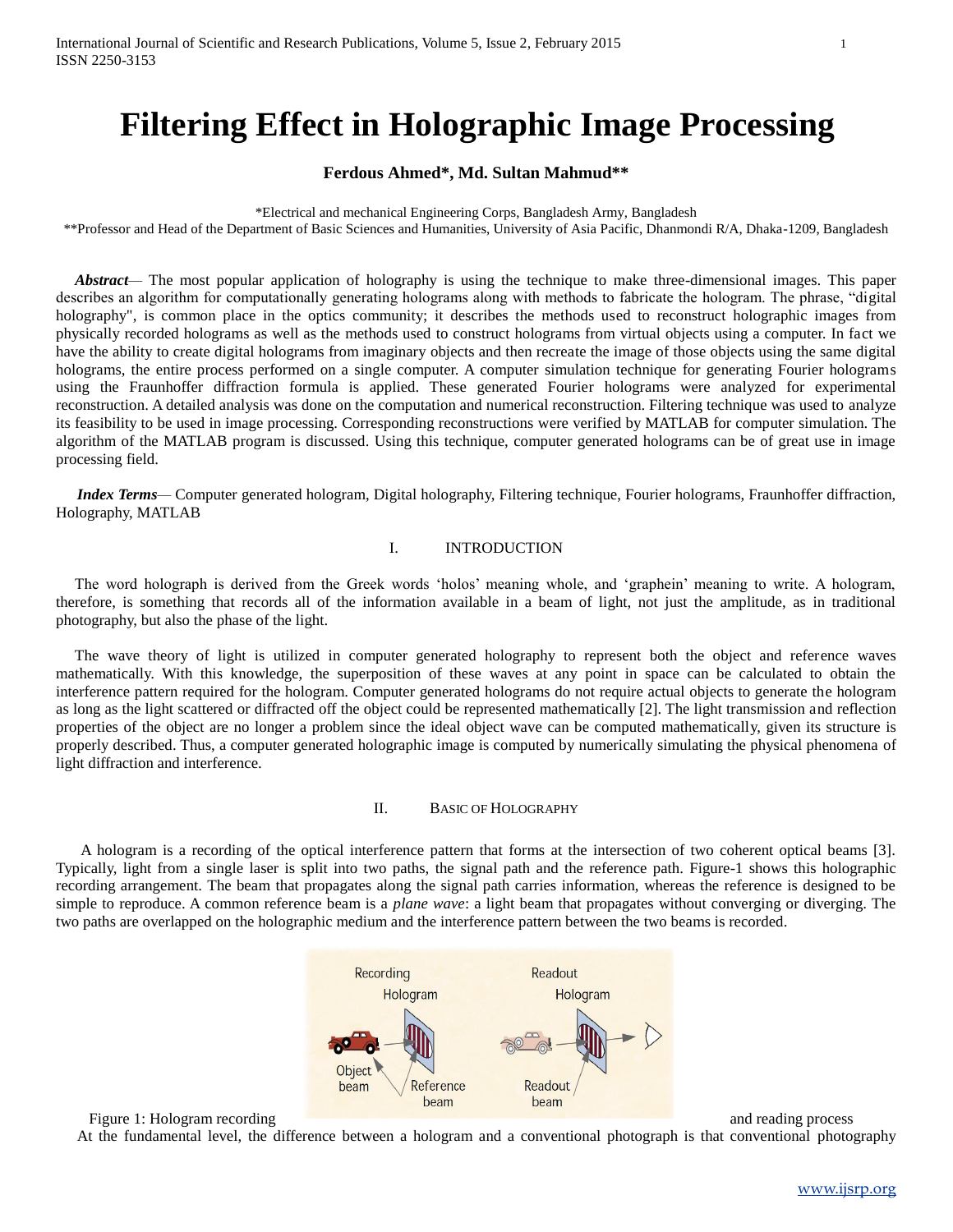# Filtering Effect in Holographic Image Processing

**Ferdous Ahmed\*, Md. Sultan Mahmud\*\***

\*Electrical and mechanical Engineering Corps, Bangladesh Army, Bangladesh
\*\*Professor and Head of the Department of Basic Sciences and Humanities, University of Asia Pacific, Dhanmondi R/A, Dhaka-1209, Bangladesh

***Abstract***— The most popular application of holography is using the technique to make three-dimensional images. This paper describes an algorithm for computationally generating holograms along with methods to fabricate the hologram. The phrase, "digital holography", is common place in the optics community; it describes the methods used to reconstruct holographic images from physically recorded holograms as well as the methods used to construct holograms from virtual objects using a computer. In fact we have the ability to create digital holograms from imaginary objects and then recreate the image of those objects using the same digital holograms, the entire process performed on a single computer. A computer simulation technique for generating Fourier holograms using the Fraunhoffer diffraction formula is applied. These generated Fourier holograms were analyzed for experimental reconstruction. A detailed analysis was done on the computation and numerical reconstruction. Filtering technique was used to analyze its feasibility to be used in image processing. Corresponding reconstructions were verified by MATLAB for computer simulation. The algorithm of the MATLAB program is discussed. Using this technique, computer generated holograms can be of great use in image processing field.

***Index Terms***— Computer generated hologram, Digital holography, Filtering technique, Fourier holograms, Fraunhoffer diffraction, Holography, MATLAB

## I. INTRODUCTION

The word holograph is derived from the Greek words 'holos' meaning whole, and 'graphein' meaning to write. A hologram, therefore, is something that records all of the information available in a beam of light, not just the amplitude, as in traditional photography, but also the phase of the light.

The wave theory of light is utilized in computer generated holography to represent both the object and reference waves mathematically. With this knowledge, the superposition of these waves at any point in space can be calculated to obtain the interference pattern required for the hologram. Computer generated holograms do not require actual objects to generate the hologram as long as the light scattered or diffracted off the object could be represented mathematically [2]. The light transmission and reflection properties of the object are no longer a problem since the ideal object wave can be computed mathematically, given its structure is properly described. Thus, a computer generated holographic image is computed by numerically simulating the physical phenomena of light diffraction and interference.

## II. BASIC OF HOLOGRAPHY

A hologram is a recording of the optical interference pattern that forms at the intersection of two coherent optical beams [3]. Typically, light from a single laser is split into two paths, the signal path and the reference path. Figure-1 shows this holographic recording arrangement. The beam that propagates along the signal path carries information, whereas the reference is designed to be simple to reproduce. A common reference beam is a *plane wave*: a light beam that propagates without converging or diverging. The two paths are overlapped on the holographic medium and the interference pattern between the two beams is recorded.

Figure 1: Hologram recording and reading process

At the fundamental level, the difference between a hologram and a conventional photograph is that conventional photography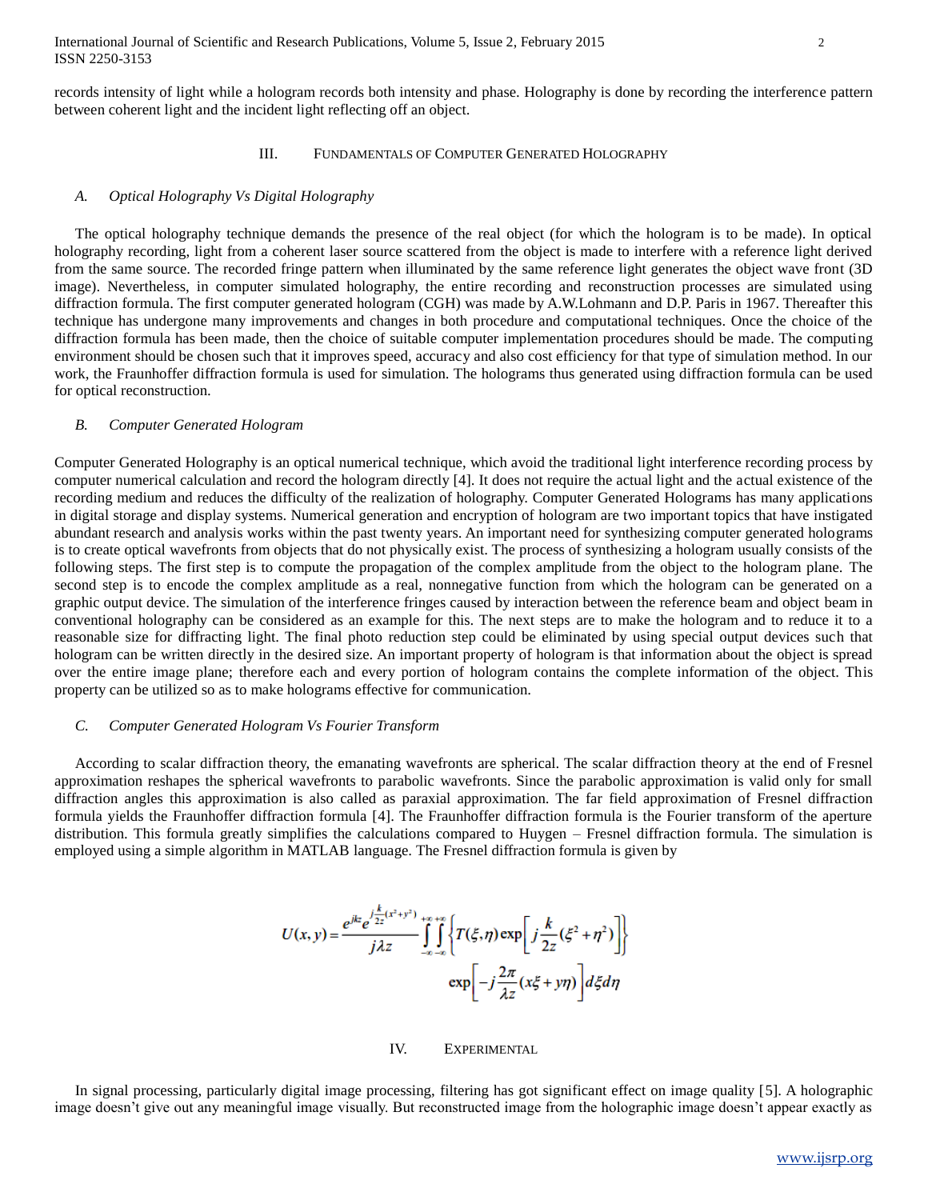records intensity of light while a hologram records both intensity and phase. Holography is done by recording the interference pattern between coherent light and the incident light reflecting off an object.

## III. Fundamentals of Computer Generated Holography

### *A. Optical Holography Vs Digital Holography*

The optical holography technique demands the presence of the real object (for which the hologram is to be made). In optical holography recording, light from a coherent laser source scattered from the object is made to interfere with a reference light derived from the same source. The recorded fringe pattern when illuminated by the same reference light generates the object wave front (3D image). Nevertheless, in computer simulated holography, the entire recording and reconstruction processes are simulated using diffraction formula. The first computer generated hologram (CGH) was made by A.W.Lohmann and D.P. Paris in 1967. Thereafter this technique has undergone many improvements and changes in both procedure and computational techniques. Once the choice of the diffraction formula has been made, then the choice of suitable computer implementation procedures should be made. The computing environment should be chosen such that it improves speed, accuracy and also cost efficiency for that type of simulation method. In our work, the Fraunhoffer diffraction formula is used for simulation. The holograms thus generated using diffraction formula can be used for optical reconstruction.

### *B. Computer Generated Hologram*

Computer Generated Holography is an optical numerical technique, which avoid the traditional light interference recording process by computer numerical calculation and record the hologram directly [4]. It does not require the actual light and the actual existence of the recording medium and reduces the difficulty of the realization of holography. Computer Generated Holograms has many applications in digital storage and display systems. Numerical generation and encryption of hologram are two important topics that have instigated abundant research and analysis works within the past twenty years. An important need for synthesizing computer generated holograms is to create optical wavefronts from objects that do not physically exist. The process of synthesizing a hologram usually consists of the following steps. The first step is to compute the propagation of the complex amplitude from the object to the hologram plane. The second step is to encode the complex amplitude as a real, nonnegative function from which the hologram can be generated on a graphic output device. The simulation of the interference fringes caused by interaction between the reference beam and object beam in conventional holography can be considered as an example for this. The next steps are to make the hologram and to reduce it to a reasonable size for diffracting light. The final photo reduction step could be eliminated by using special output devices such that hologram can be written directly in the desired size. An important property of hologram is that information about the object is spread over the entire image plane; therefore each and every portion of hologram contains the complete information of the object. This property can be utilized so as to make holograms effective for communication.

### *C. Computer Generated Hologram Vs Fourier Transform*

According to scalar diffraction theory, the emanating wavefronts are spherical. The scalar diffraction theory at the end of Fresnel approximation reshapes the spherical wavefronts to parabolic wavefronts. Since the parabolic approximation is valid only for small diffraction angles this approximation is also called as paraxial approximation. The far field approximation of Fresnel diffraction formula yields the Fraunhoffer diffraction formula [4]. The Fraunhoffer diffraction formula is the Fourier transform of the aperture distribution. This formula greatly simplifies the calculations compared to Huygen – Fresnel diffraction formula. The simulation is employed using a simple algorithm in MATLAB language. The Fresnel diffraction formula is given by

$$U(x,y) = \frac{e^{jkz} e^{j\frac{k}{2z}(x^2+y^2)}}{j\lambda z} \int_{-\infty}^{+\infty}\int_{-\infty}^{+\infty} \left\{ T(\xi,\eta) \exp\left[ j\frac{k}{2z}(\xi^2+\eta^2) \right] \right\} \exp\left[ -j\frac{2\pi}{\lambda z}(x\xi + y\eta) \right] d\xi d\eta$$

## IV. Experimental

In signal processing, particularly digital image processing, filtering has got significant effect on image quality [5]. A holographic image doesn't give out any meaningful image visually. But reconstructed image from the holographic image doesn't appear exactly as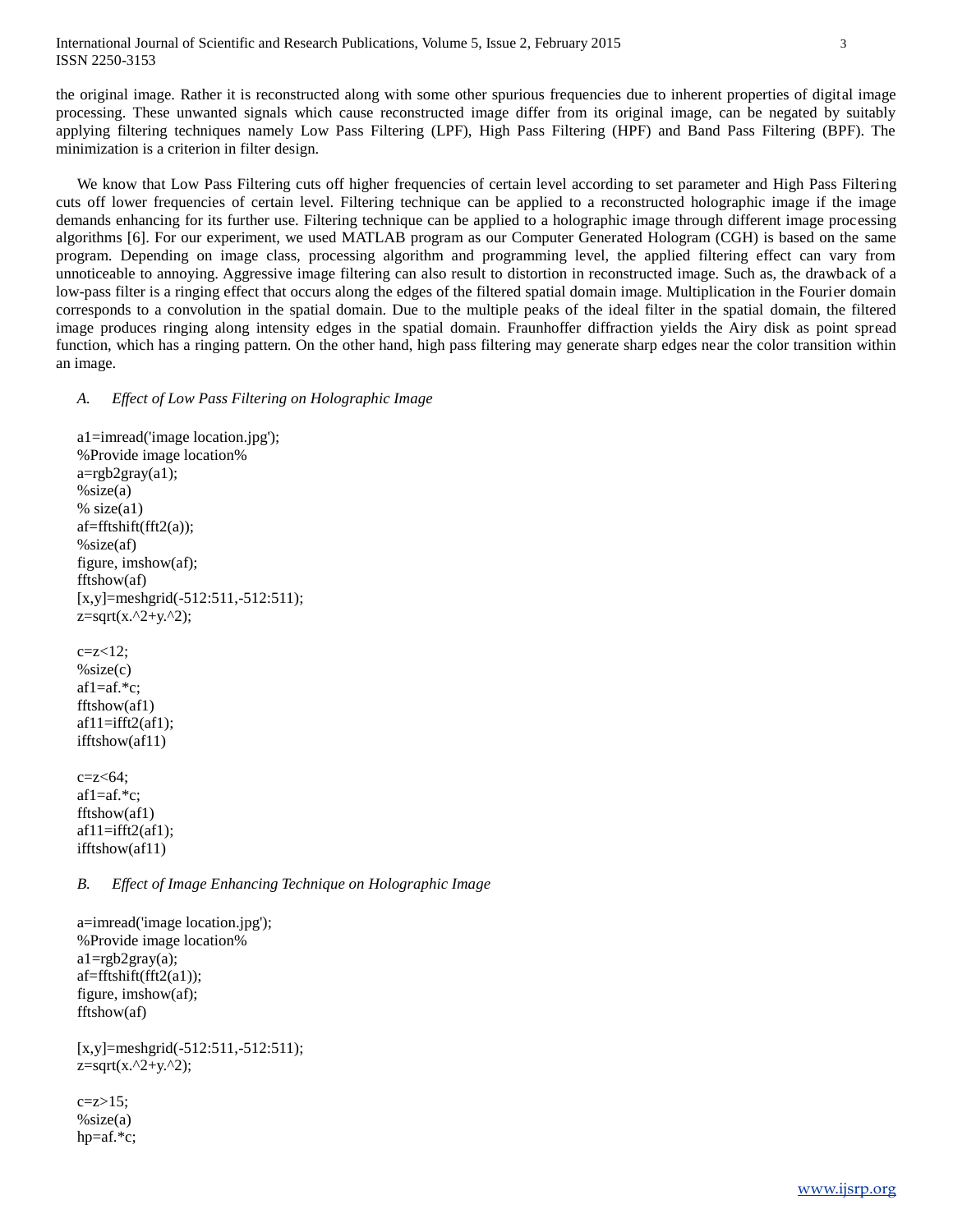the original image. Rather it is reconstructed along with some other spurious frequencies due to inherent properties of digital image processing. These unwanted signals which cause reconstructed image differ from its original image, can be negated by suitably applying filtering techniques namely Low Pass Filtering (LPF), High Pass Filtering (HPF) and Band Pass Filtering (BPF). The minimization is a criterion in filter design.

We know that Low Pass Filtering cuts off higher frequencies of certain level according to set parameter and High Pass Filtering cuts off lower frequencies of certain level. Filtering technique can be applied to a reconstructed holographic image if the image demands enhancing for its further use. Filtering technique can be applied to a holographic image through different image processing algorithms [6]. For our experiment, we used MATLAB program as our Computer Generated Hologram (CGH) is based on the same program. Depending on image class, processing algorithm and programming level, the applied filtering effect can vary from unnoticeable to annoying. Aggressive image filtering can also result to distortion in reconstructed image. Such as, the drawback of a low-pass filter is a ringing effect that occurs along the edges of the filtered spatial domain image. Multiplication in the Fourier domain corresponds to a convolution in the spatial domain. Due to the multiple peaks of the ideal filter in the spatial domain, the filtered image produces ringing along intensity edges in the spatial domain. Fraunhoffer diffraction yields the Airy disk as point spread function, which has a ringing pattern. On the other hand, high pass filtering may generate sharp edges near the color transition within an image.

### *A. Effect of Low Pass Filtering on Holographic Image*

```
a1=imread('image location.jpg');
%Provide image location%
a=rgb2gray(a1);
%size(a)
% size(a1)
af=fftshift(fft2(a));
%size(af)
figure, imshow(af);
fftshow(af)
[x,y]=meshgrid(-512:511,-512:511);
z=sqrt(x.^2+y.^2);

c=z<12;
%size(c)
af1=af.*c;
fftshow(af1)
af11=ifft2(af1);
ifftshow(af11)

c=z<64;
af1=af.*c;
fftshow(af1)
af11=ifft2(af1);
ifftshow(af11)
```

### *B. Effect of Image Enhancing Technique on Holographic Image*

```
a=imread('image location.jpg');
%Provide image location%
a1=rgb2gray(a);
af=fftshift(fft2(a1));
figure, imshow(af);
fftshow(af)

[x,y]=meshgrid(-512:511,-512:511);
z=sqrt(x.^2+y.^2);

c=z>15;
%size(a)
hp=af.*c;
```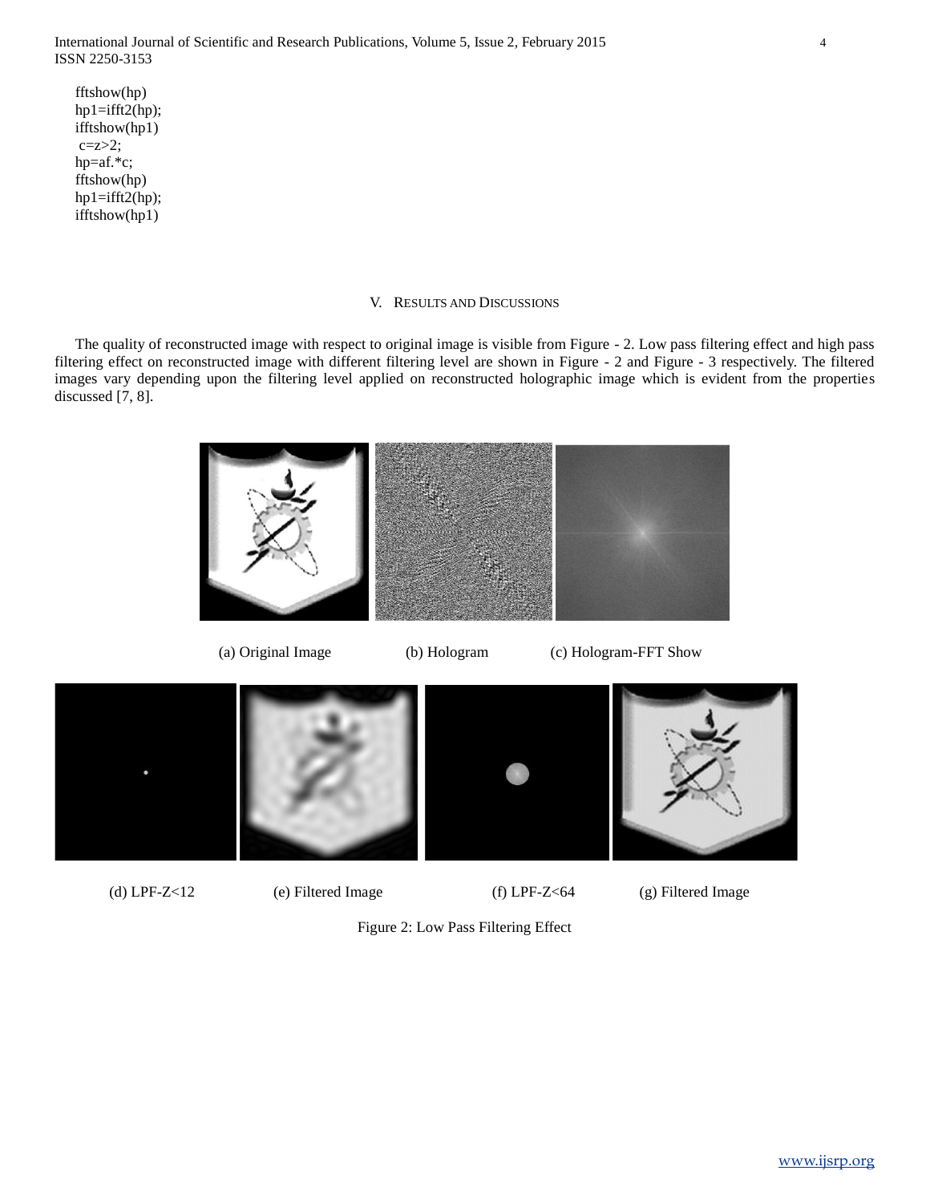```
fftshow(hp)
hp1=ifft2(hp);
ifftshow(hp1)
 c=z>2;
hp=af.*c;
fftshow(hp)
hp1=ifft2(hp);
ifftshow(hp1)
```

## V. Results and Discussions

The quality of reconstructed image with respect to original image is visible from Figure - 2. Low pass filtering effect and high pass filtering effect on reconstructed image with different filtering level are shown in Figure - 2 and Figure - 3 respectively. The filtered images vary depending upon the filtering level applied on reconstructed holographic image which is evident from the properties discussed [7, 8].

(a) Original Image (b) Hologram (c) Hologram-FFT Show

(d) LPF-Z<12 (e) Filtered Image (f) LPF-Z<64 (g) Filtered Image

Figure 2: Low Pass Filtering Effect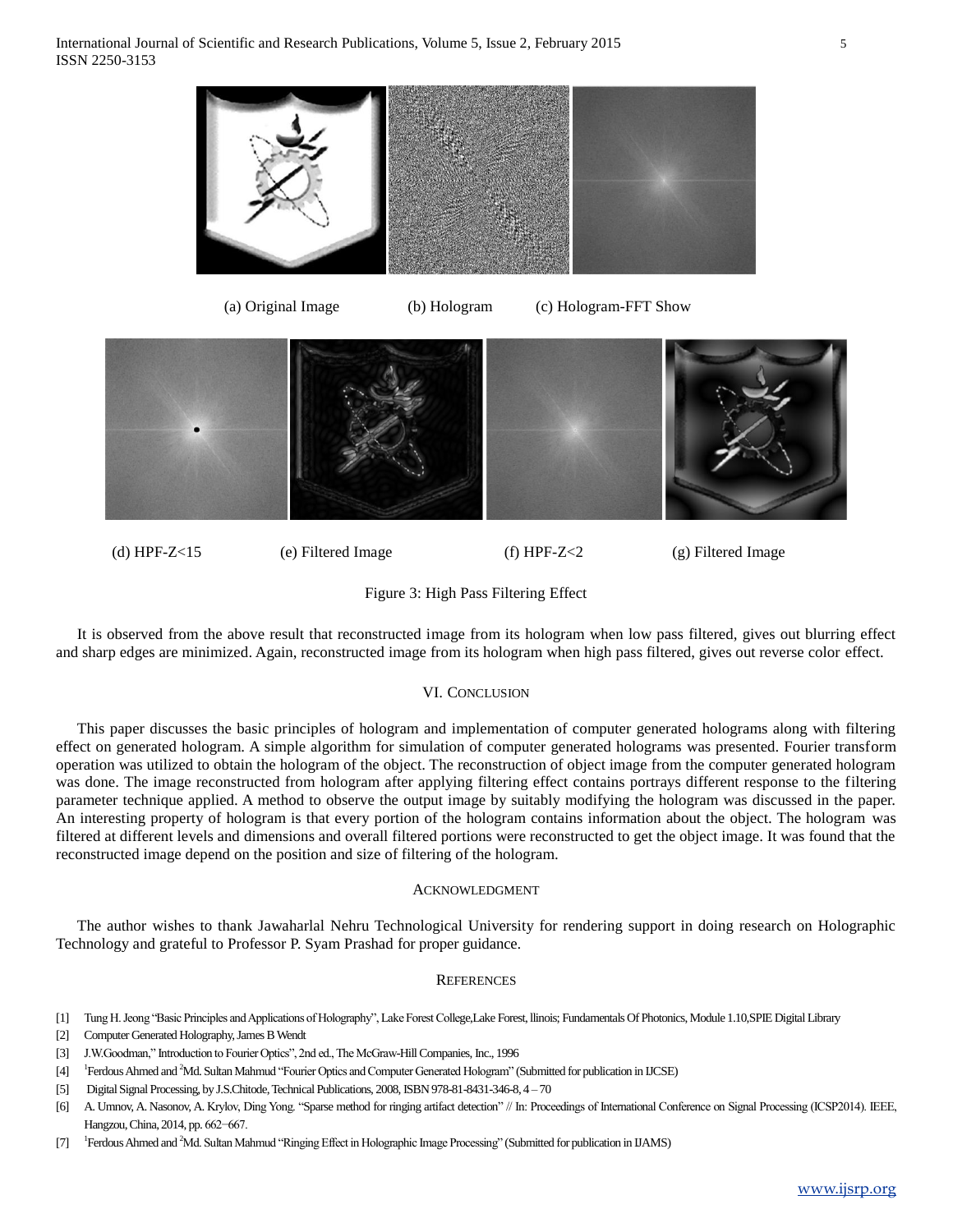(a) Original Image (b) Hologram (c) Hologram-FFT Show

(d) HPF-Z<15 (e) Filtered Image (f) HPF-Z<2 (g) Filtered Image

Figure 3: High Pass Filtering Effect

It is observed from the above result that reconstructed image from its hologram when low pass filtered, gives out blurring effect and sharp edges are minimized. Again, reconstructed image from its hologram when high pass filtered, gives out reverse color effect.

## VI. Conclusion

This paper discusses the basic principles of hologram and implementation of computer generated holograms along with filtering effect on generated hologram. A simple algorithm for simulation of computer generated holograms was presented. Fourier transform operation was utilized to obtain the hologram of the object. The reconstruction of object image from the computer generated hologram was done. The image reconstructed from hologram after applying filtering effect contains portrays different response to the filtering parameter technique applied. A method to observe the output image by suitably modifying the hologram was discussed in the paper. An interesting property of hologram is that every portion of the hologram contains information about the object. The hologram was filtered at different levels and dimensions and overall filtered portions were reconstructed to get the object image. It was found that the reconstructed image depend on the position and size of filtering of the hologram.

## Acknowledgment

The author wishes to thank Jawaharlal Nehru Technological University for rendering support in doing research on Holographic Technology and grateful to Professor P. Syam Prashad for proper guidance.

## References

[1] Tung H. Jeong "Basic Principles and Applications of Holography", Lake Forest College,Lake Forest, llinois; Fundamentals Of Photonics, Module 1.10,SPIE Digital Library

[2] Computer Generated Holography, James B Wendt

[3] J.W.Goodman," Introduction to Fourier Optics", 2nd ed., The McGraw-Hill Companies, Inc., 1996

[4] [1]Ferdous Ahmed and [2]Md. Sultan Mahmud "Fourier Optics and Computer Generated Hologram" (Submitted for publication in IJCSE)

[5] Digital Signal Processing, by J.S.Chitode, Technical Publications, 2008, ISBN 978-81-8431-346-8, 4 – 70

[6] A. Umnov, A. Nasonov, A. Krylov, Ding Yong. "Sparse method for ringing artifact detection" // In: Proceedings of International Conference on Signal Processing (ICSP2014). IEEE, Hangzou, China, 2014, pp. 662–667.

[7] [1]Ferdous Ahmed and [2]Md. Sultan Mahmud "Ringing Effect in Holographic Image Processing" (Submitted for publication in IJAMS)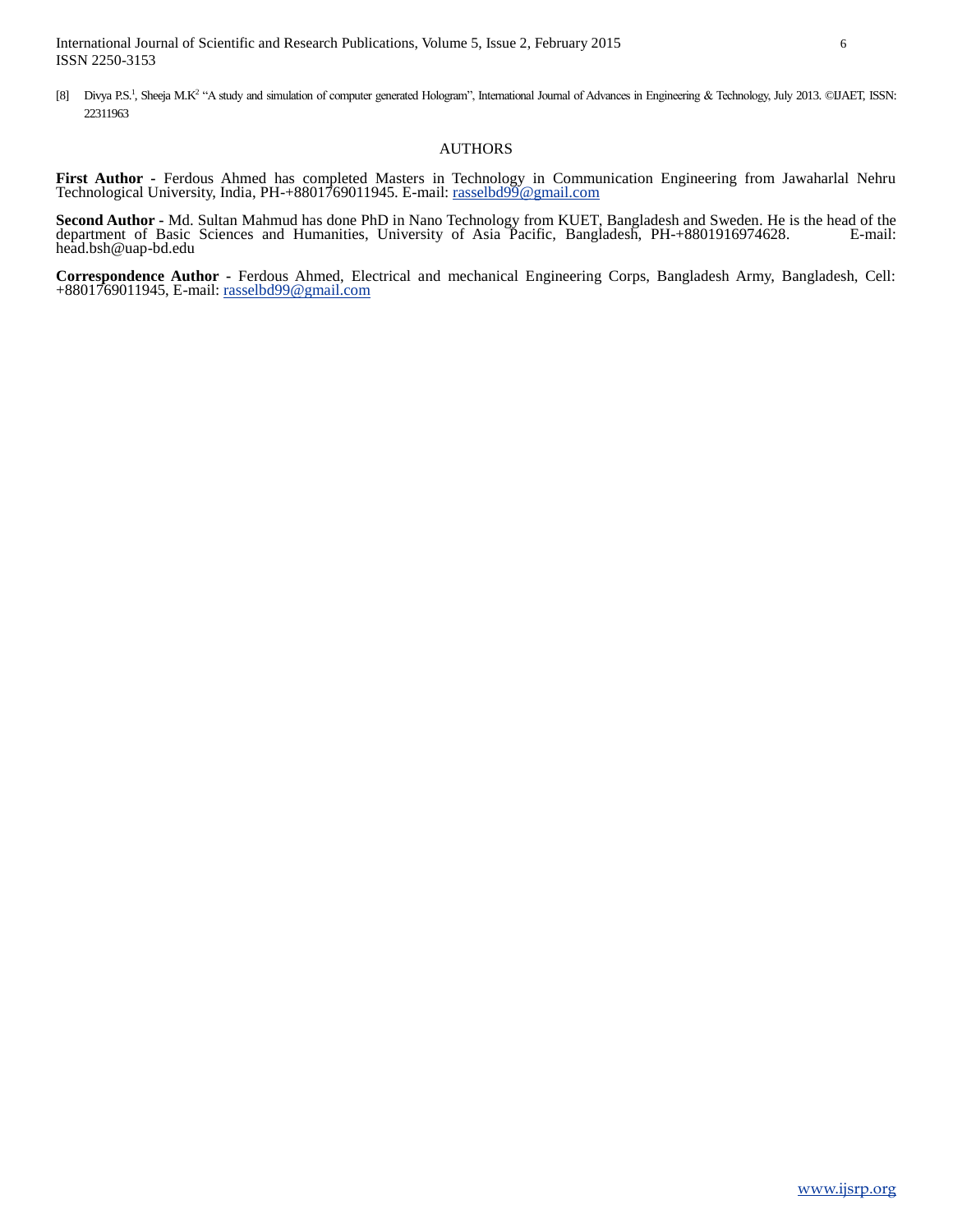[8] Divya P.S.[1], Sheeja M.K[2] "A study and simulation of computer generated Hologram", International Journal of Advances in Engineering & Technology, July 2013. ©IJAET, ISSN: 22311963

## AUTHORS

**First Author** - Ferdous Ahmed has completed Masters in Technology in Communication Engineering from Jawaharlal Nehru Technological University, India, PH-+8801769011945. E-mail: rasselbd99@gmail.com

**Second Author** - Md. Sultan Mahmud has done PhD in Nano Technology from KUET, Bangladesh and Sweden. He is the head of the department of Basic Sciences and Humanities, University of Asia Pacific, Bangladesh, PH-+8801916974628. E-mail: head.bsh@uap-bd.edu

**Correspondence Author** - Ferdous Ahmed, Electrical and mechanical Engineering Corps, Bangladesh Army, Bangladesh, Cell: +8801769011945, E-mail: rasselbd99@gmail.com